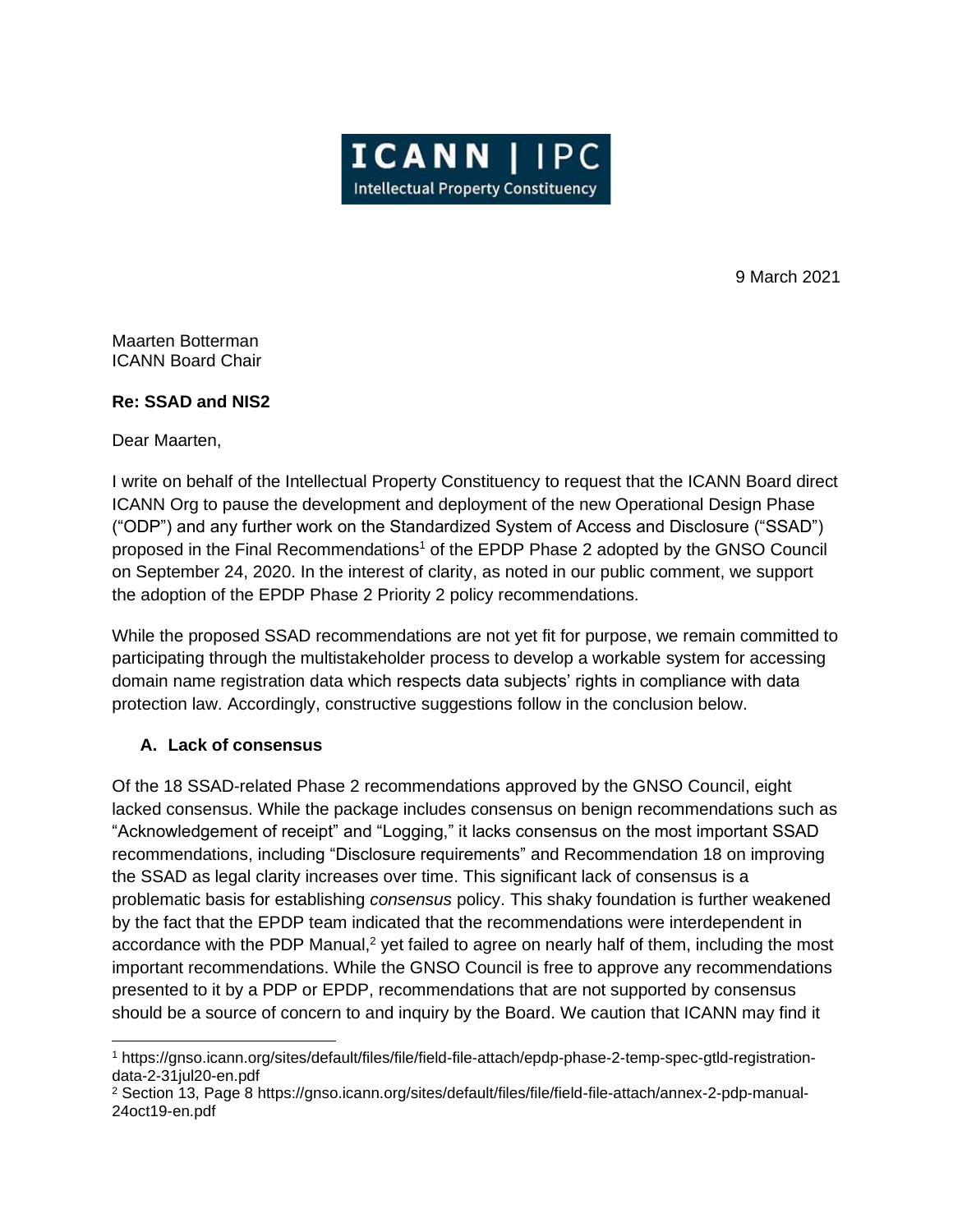ICANN | IPC
Intellectual Property Constituency

9 March 2021

Maarten Botterman
ICANN Board Chair

**Re: SSAD and NIS2**

Dear Maarten,

I write on behalf of the Intellectual Property Constituency to request that the ICANN Board direct ICANN Org to pause the development and deployment of the new Operational Design Phase ("ODP") and any further work on the Standardized System of Access and Disclosure ("SSAD") proposed in the Final Recommendations[1] of the EPDP Phase 2 adopted by the GNSO Council on September 24, 2020. In the interest of clarity, as noted in our public comment, we support the adoption of the EPDP Phase 2 Priority 2 policy recommendations.

While the proposed SSAD recommendations are not yet fit for purpose, we remain committed to participating through the multistakeholder process to develop a workable system for accessing domain name registration data which respects data subjects' rights in compliance with data protection law. Accordingly, constructive suggestions follow in the conclusion below.

**A. Lack of consensus**

Of the 18 SSAD-related Phase 2 recommendations approved by the GNSO Council, eight lacked consensus. While the package includes consensus on benign recommendations such as "Acknowledgement of receipt" and "Logging," it lacks consensus on the most important SSAD recommendations, including "Disclosure requirements" and Recommendation 18 on improving the SSAD as legal clarity increases over time. This significant lack of consensus is a problematic basis for establishing *consensus* policy. This shaky foundation is further weakened by the fact that the EPDP team indicated that the recommendations were interdependent in accordance with the PDP Manual,[2] yet failed to agree on nearly half of them, including the most important recommendations. While the GNSO Council is free to approve any recommendations presented to it by a PDP or EPDP, recommendations that are not supported by consensus should be a source of concern to and inquiry by the Board. We caution that ICANN may find it

[1] https://gnso.icann.org/sites/default/files/file/field-file-attach/epdp-phase-2-temp-spec-gtld-registration-data-2-31jul20-en.pdf

[2] Section 13, Page 8 https://gnso.icann.org/sites/default/files/file/field-file-attach/annex-2-pdp-manual-24oct19-en.pdf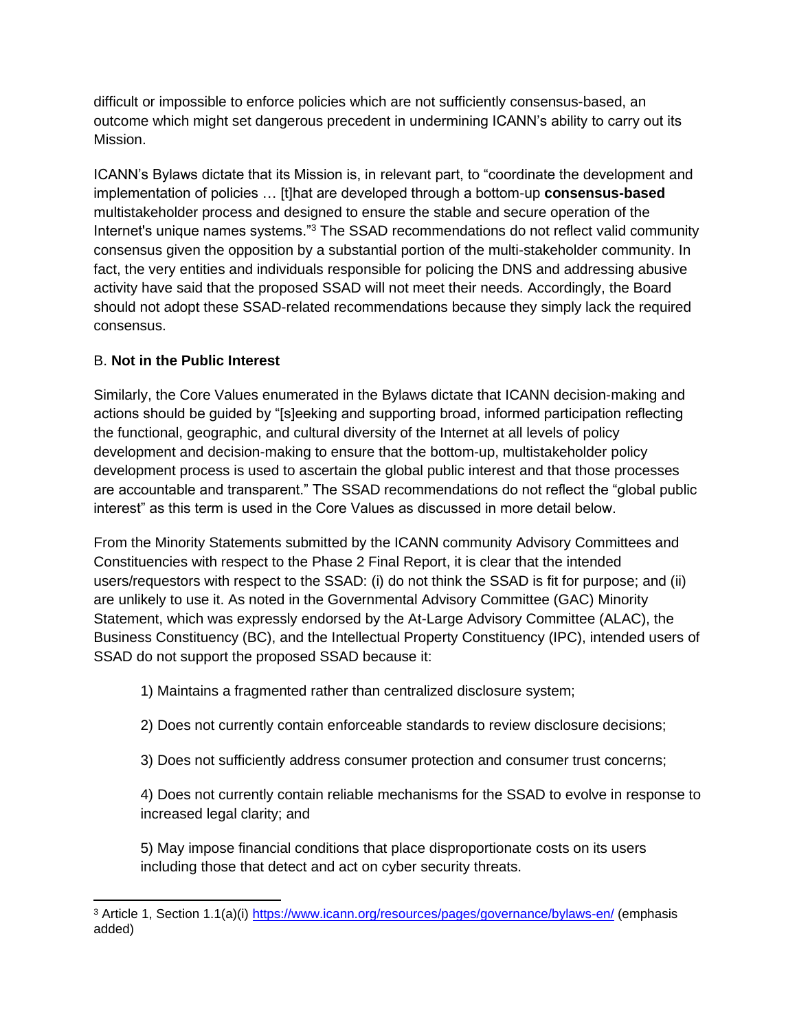difficult or impossible to enforce policies which are not sufficiently consensus-based, an outcome which might set dangerous precedent in undermining ICANN's ability to carry out its Mission.

ICANN's Bylaws dictate that its Mission is, in relevant part, to "coordinate the development and implementation of policies … [t]hat are developed through a bottom-up **consensus-based** multistakeholder process and designed to ensure the stable and secure operation of the Internet's unique names systems."[3] The SSAD recommendations do not reflect valid community consensus given the opposition by a substantial portion of the multi-stakeholder community. In fact, the very entities and individuals responsible for policing the DNS and addressing abusive activity have said that the proposed SSAD will not meet their needs. Accordingly, the Board should not adopt these SSAD-related recommendations because they simply lack the required consensus.

B. **Not in the Public Interest**

Similarly, the Core Values enumerated in the Bylaws dictate that ICANN decision-making and actions should be guided by "[s]eeking and supporting broad, informed participation reflecting the functional, geographic, and cultural diversity of the Internet at all levels of policy development and decision-making to ensure that the bottom-up, multistakeholder policy development process is used to ascertain the global public interest and that those processes are accountable and transparent." The SSAD recommendations do not reflect the "global public interest" as this term is used in the Core Values as discussed in more detail below.

From the Minority Statements submitted by the ICANN community Advisory Committees and Constituencies with respect to the Phase 2 Final Report, it is clear that the intended users/requestors with respect to the SSAD: (i) do not think the SSAD is fit for purpose; and (ii) are unlikely to use it. As noted in the Governmental Advisory Committee (GAC) Minority Statement, which was expressly endorsed by the At-Large Advisory Committee (ALAC), the Business Constituency (BC), and the Intellectual Property Constituency (IPC), intended users of SSAD do not support the proposed SSAD because it:

1) Maintains a fragmented rather than centralized disclosure system;

2) Does not currently contain enforceable standards to review disclosure decisions;

3) Does not sufficiently address consumer protection and consumer trust concerns;

4) Does not currently contain reliable mechanisms for the SSAD to evolve in response to increased legal clarity; and

5) May impose financial conditions that place disproportionate costs on its users including those that detect and act on cyber security threats.

---

[3] Article 1, Section 1.1(a)(i) https://www.icann.org/resources/pages/governance/bylaws-en/ (emphasis added)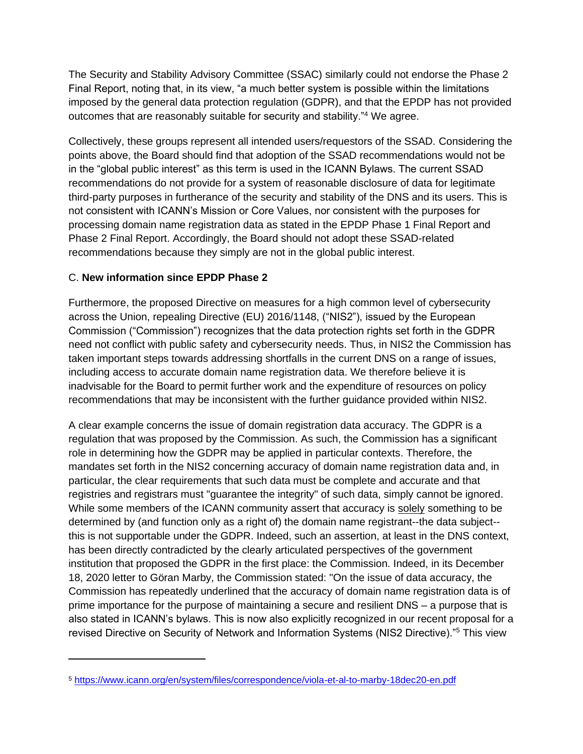The Security and Stability Advisory Committee (SSAC) similarly could not endorse the Phase 2 Final Report, noting that, in its view, "a much better system is possible within the limitations imposed by the general data protection regulation (GDPR), and that the EPDP has not provided outcomes that are reasonably suitable for security and stability."[4] We agree.

Collectively, these groups represent all intended users/requestors of the SSAD. Considering the points above, the Board should find that adoption of the SSAD recommendations would not be in the "global public interest" as this term is used in the ICANN Bylaws. The current SSAD recommendations do not provide for a system of reasonable disclosure of data for legitimate third-party purposes in furtherance of the security and stability of the DNS and its users. This is not consistent with ICANN's Mission or Core Values, nor consistent with the purposes for processing domain name registration data as stated in the EPDP Phase 1 Final Report and Phase 2 Final Report. Accordingly, the Board should not adopt these SSAD-related recommendations because they simply are not in the global public interest.

### C. **New information since EPDP Phase 2**

Furthermore, the proposed Directive on measures for a high common level of cybersecurity across the Union, repealing Directive (EU) 2016/1148, ("NIS2"), issued by the European Commission ("Commission") recognizes that the data protection rights set forth in the GDPR need not conflict with public safety and cybersecurity needs. Thus, in NIS2 the Commission has taken important steps towards addressing shortfalls in the current DNS on a range of issues, including access to accurate domain name registration data. We therefore believe it is inadvisable for the Board to permit further work and the expenditure of resources on policy recommendations that may be inconsistent with the further guidance provided within NIS2.

A clear example concerns the issue of domain registration data accuracy. The GDPR is a regulation that was proposed by the Commission. As such, the Commission has a significant role in determining how the GDPR may be applied in particular contexts. Therefore, the mandates set forth in the NIS2 concerning accuracy of domain name registration data and, in particular, the clear requirements that such data must be complete and accurate and that registries and registrars must "guarantee the integrity" of such data, simply cannot be ignored. While some members of the ICANN community assert that accuracy is <u>solely</u> something to be determined by (and function only as a right of) the domain name registrant--the data subject--this is not supportable under the GDPR. Indeed, such an assertion, at least in the DNS context, has been directly contradicted by the clearly articulated perspectives of the government institution that proposed the GDPR in the first place: the Commission. Indeed, in its December 18, 2020 letter to Göran Marby, the Commission stated: "On the issue of data accuracy, the Commission has repeatedly underlined that the accuracy of domain name registration data is of prime importance for the purpose of maintaining a secure and resilient DNS – a purpose that is also stated in ICANN's bylaws. This is now also explicitly recognized in our recent proposal for a revised Directive on Security of Network and Information Systems (NIS2 Directive)."[5] This view

---

[5] https://www.icann.org/en/system/files/correspondence/viola-et-al-to-marby-18dec20-en.pdf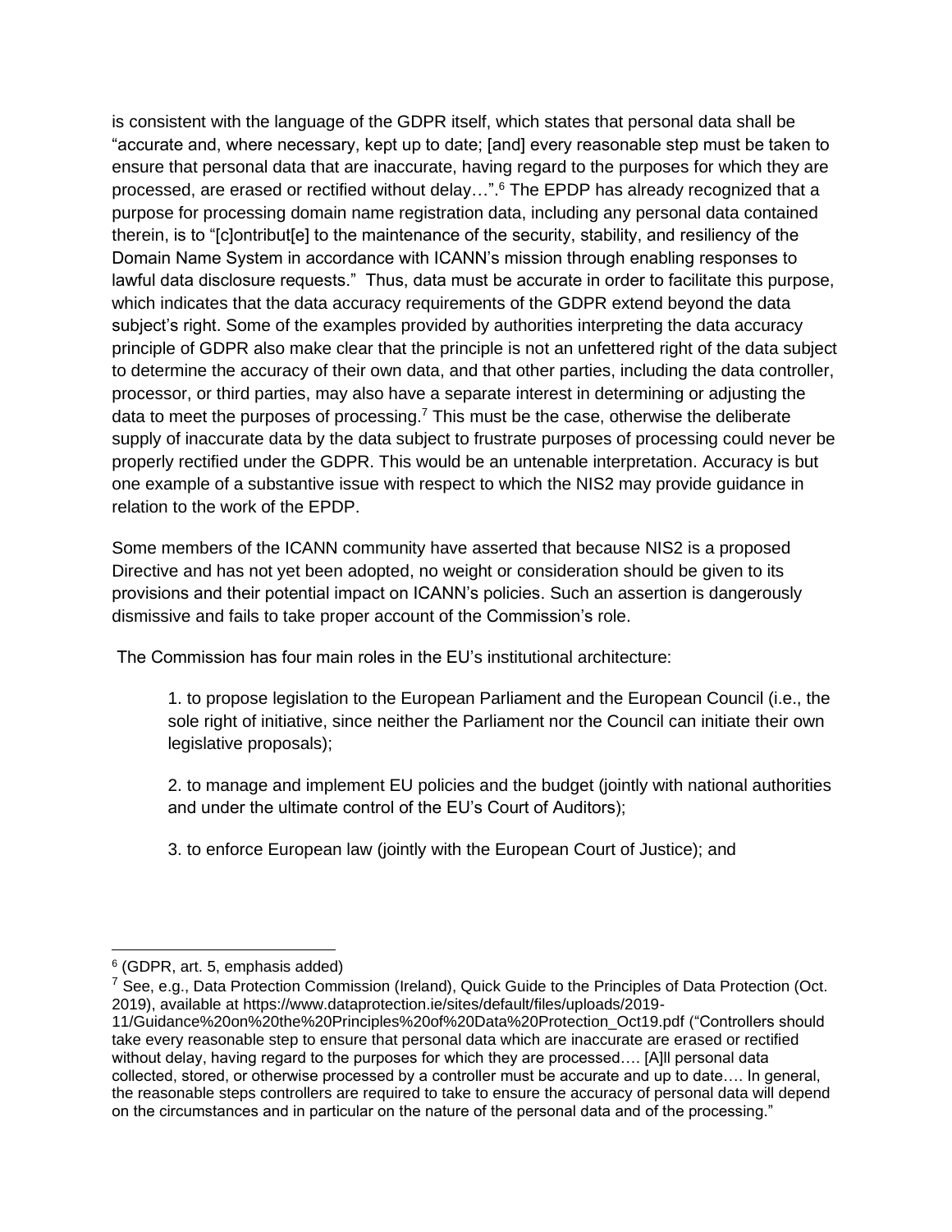is consistent with the language of the GDPR itself, which states that personal data shall be "accurate and, where necessary, kept up to date; [and] every reasonable step must be taken to ensure that personal data that are inaccurate, having regard to the purposes for which they are processed, are erased or rectified without delay…".[6] The EPDP has already recognized that a purpose for processing domain name registration data, including any personal data contained therein, is to "[c]ontribut[e] to the maintenance of the security, stability, and resiliency of the Domain Name System in accordance with ICANN's mission through enabling responses to lawful data disclosure requests." Thus, data must be accurate in order to facilitate this purpose, which indicates that the data accuracy requirements of the GDPR extend beyond the data subject's right. Some of the examples provided by authorities interpreting the data accuracy principle of GDPR also make clear that the principle is not an unfettered right of the data subject to determine the accuracy of their own data, and that other parties, including the data controller, processor, or third parties, may also have a separate interest in determining or adjusting the data to meet the purposes of processing.[7] This must be the case, otherwise the deliberate supply of inaccurate data by the data subject to frustrate purposes of processing could never be properly rectified under the GDPR. This would be an untenable interpretation. Accuracy is but one example of a substantive issue with respect to which the NIS2 may provide guidance in relation to the work of the EPDP.

Some members of the ICANN community have asserted that because NIS2 is a proposed Directive and has not yet been adopted, no weight or consideration should be given to its provisions and their potential impact on ICANN's policies. Such an assertion is dangerously dismissive and fails to take proper account of the Commission's role.

The Commission has four main roles in the EU's institutional architecture:

> 1. to propose legislation to the European Parliament and the European Council (i.e., the sole right of initiative, since neither the Parliament nor the Council can initiate their own legislative proposals);
>
> 2. to manage and implement EU policies and the budget (jointly with national authorities and under the ultimate control of the EU's Court of Auditors);
>
> 3. to enforce European law (jointly with the European Court of Justice); and

---

[6] (GDPR, art. 5, emphasis added)

[7] See, e.g., Data Protection Commission (Ireland), Quick Guide to the Principles of Data Protection (Oct. 2019), available at https://www.dataprotection.ie/sites/default/files/uploads/2019-11/Guidance%20on%20the%20Principles%20of%20Data%20Protection_Oct19.pdf ("Controllers should take every reasonable step to ensure that personal data which are inaccurate are erased or rectified without delay, having regard to the purposes for which they are processed…. [A]ll personal data collected, stored, or otherwise processed by a controller must be accurate and up to date…. In general, the reasonable steps controllers are required to take to ensure the accuracy of personal data will depend on the circumstances and in particular on the nature of the personal data and of the processing."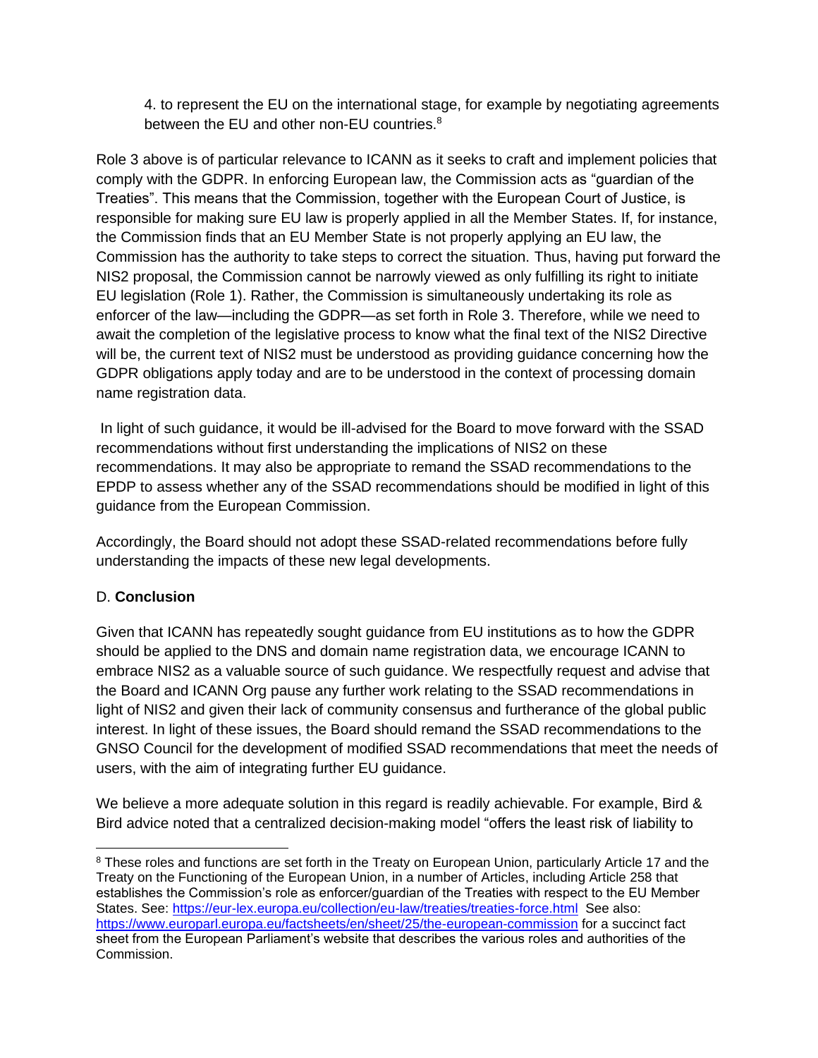4. to represent the EU on the international stage, for example by negotiating agreements between the EU and other non-EU countries.[8]

Role 3 above is of particular relevance to ICANN as it seeks to craft and implement policies that comply with the GDPR. In enforcing European law, the Commission acts as "guardian of the Treaties". This means that the Commission, together with the European Court of Justice, is responsible for making sure EU law is properly applied in all the Member States. If, for instance, the Commission finds that an EU Member State is not properly applying an EU law, the Commission has the authority to take steps to correct the situation. Thus, having put forward the NIS2 proposal, the Commission cannot be narrowly viewed as only fulfilling its right to initiate EU legislation (Role 1). Rather, the Commission is simultaneously undertaking its role as enforcer of the law—including the GDPR—as set forth in Role 3. Therefore, while we need to await the completion of the legislative process to know what the final text of the NIS2 Directive will be, the current text of NIS2 must be understood as providing guidance concerning how the GDPR obligations apply today and are to be understood in the context of processing domain name registration data.

In light of such guidance, it would be ill-advised for the Board to move forward with the SSAD recommendations without first understanding the implications of NIS2 on these recommendations. It may also be appropriate to remand the SSAD recommendations to the EPDP to assess whether any of the SSAD recommendations should be modified in light of this guidance from the European Commission.

Accordingly, the Board should not adopt these SSAD-related recommendations before fully understanding the impacts of these new legal developments.

### D. **Conclusion**

Given that ICANN has repeatedly sought guidance from EU institutions as to how the GDPR should be applied to the DNS and domain name registration data, we encourage ICANN to embrace NIS2 as a valuable source of such guidance. We respectfully request and advise that the Board and ICANN Org pause any further work relating to the SSAD recommendations in light of NIS2 and given their lack of community consensus and furtherance of the global public interest. In light of these issues, the Board should remand the SSAD recommendations to the GNSO Council for the development of modified SSAD recommendations that meet the needs of users, with the aim of integrating further EU guidance.

We believe a more adequate solution in this regard is readily achievable. For example, Bird & Bird advice noted that a centralized decision-making model "offers the least risk of liability to

---

[8] These roles and functions are set forth in the Treaty on European Union, particularly Article 17 and the Treaty on the Functioning of the European Union, in a number of Articles, including Article 258 that establishes the Commission's role as enforcer/guardian of the Treaties with respect to the EU Member States. See: https://eur-lex.europa.eu/collection/eu-law/treaties/treaties-force.html See also: https://www.europarl.europa.eu/factsheets/en/sheet/25/the-european-commission for a succinct fact sheet from the European Parliament's website that describes the various roles and authorities of the Commission.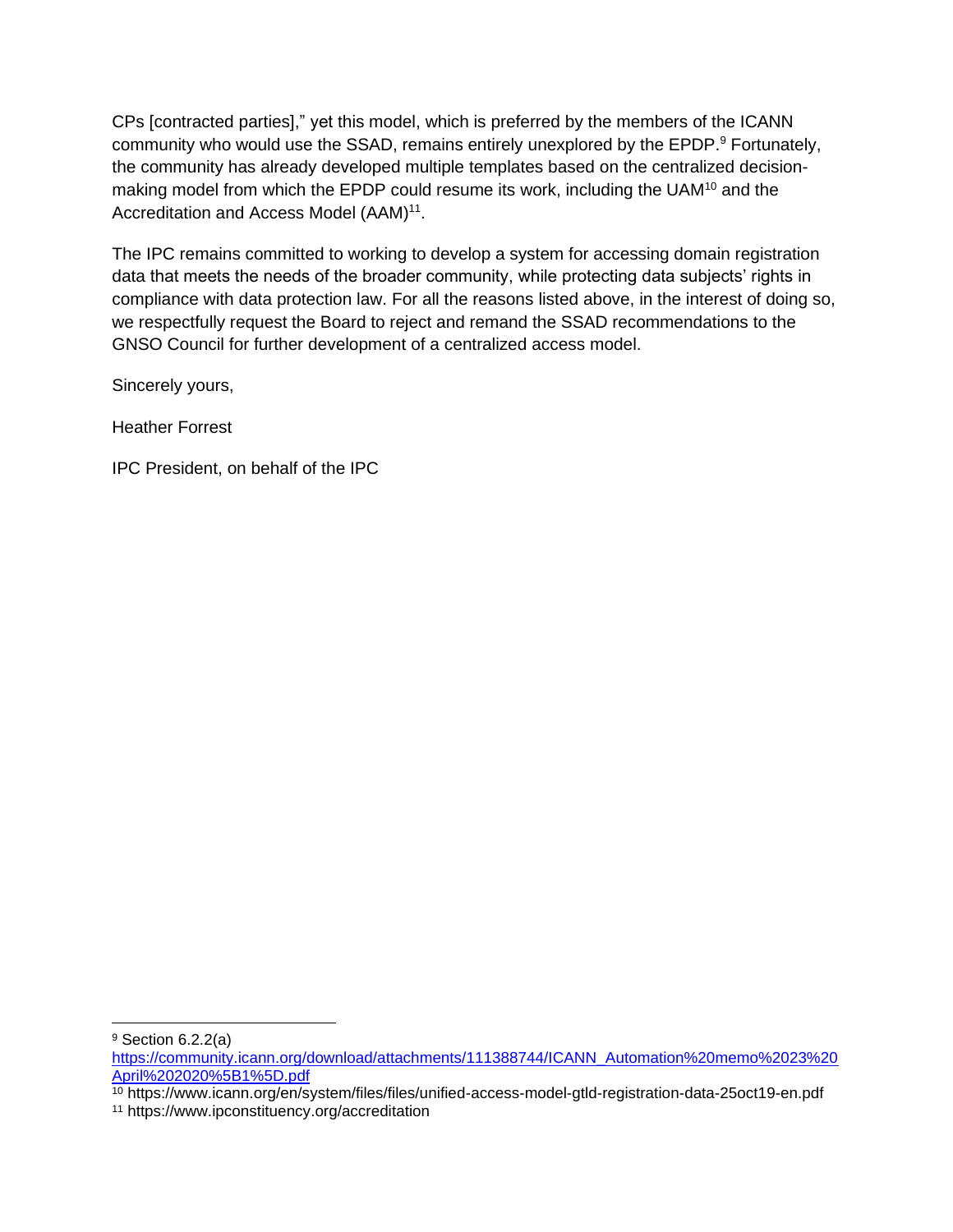CPs [contracted parties]," yet this model, which is preferred by the members of the ICANN community who would use the SSAD, remains entirely unexplored by the EPDP.[9] Fortunately, the community has already developed multiple templates based on the centralized decision-making model from which the EPDP could resume its work, including the UAM[10] and the Accreditation and Access Model (AAM)[11].

The IPC remains committed to working to develop a system for accessing domain registration data that meets the needs of the broader community, while protecting data subjects' rights in compliance with data protection law. For all the reasons listed above, in the interest of doing so, we respectfully request the Board to reject and remand the SSAD recommendations to the GNSO Council for further development of a centralized access model.

Sincerely yours,

Heather Forrest

IPC President, on behalf of the IPC

---

[9] Section 6.2.2(a) https://community.icann.org/download/attachments/111388744/ICANN_Automation%20memo%2023%20April%202020%5B1%5D.pdf

[10] https://www.icann.org/en/system/files/files/unified-access-model-gtld-registration-data-25oct19-en.pdf

[11] https://www.ipconstituency.org/accreditation